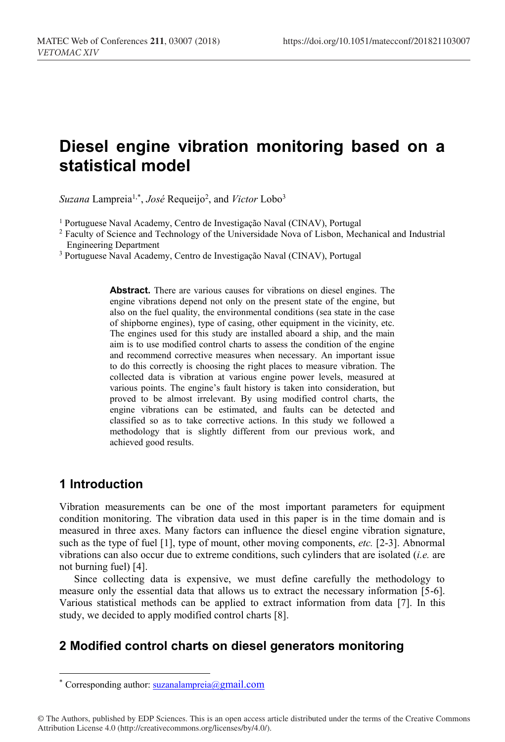# Diesel engine vibration monitoring based on a statistical model

*Suzana* Lampreia[1,*], *José* Requeijo[2], and *Victor* Lobo[3]

[1] Portuguese Naval Academy, Centro de Investigação Naval (CINAV), Portugal

[2] Faculty of Science and Technology of the Universidade Nova of Lisbon, Mechanical and Industrial Engineering Department

[3] Portuguese Naval Academy, Centro de Investigação Naval (CINAV), Portugal

**Abstract.** There are various causes for vibrations on diesel engines. The engine vibrations depend not only on the present state of the engine, but also on the fuel quality, the environmental conditions (sea state in the case of shipborne engines), type of casing, other equipment in the vicinity, etc. The engines used for this study are installed aboard a ship, and the main aim is to use modified control charts to assess the condition of the engine and recommend corrective measures when necessary. An important issue to do this correctly is choosing the right places to measure vibration. The collected data is vibration at various engine power levels, measured at various points. The engine's fault history is taken into consideration, but proved to be almost irrelevant. By using modified control charts, the engine vibrations can be estimated, and faults can be detected and classified so as to take corrective actions. In this study we followed a methodology that is slightly different from our previous work, and achieved good results.

## 1 Introduction

Vibration measurements can be one of the most important parameters for equipment condition monitoring. The vibration data used in this paper is in the time domain and is measured in three axes. Many factors can influence the diesel engine vibration signature, such as the type of fuel [1], type of mount, other moving components, *etc.* [2-3]. Abnormal vibrations can also occur due to extreme conditions, such cylinders that are isolated (*i.e.* are not burning fuel) [4].

Since collecting data is expensive, we must define carefully the methodology to measure only the essential data that allows us to extract the necessary information [5-6]. Various statistical methods can be applied to extract information from data [7]. In this study, we decided to apply modified control charts [8].

## 2 Modified control charts on diesel generators monitoring

* Corresponding author: suzanalampreia@gmail.com

© The Authors, published by EDP Sciences. This is an open access article distributed under the terms of the Creative Commons Attribution License 4.0 (http://creativecommons.org/licenses/by/4.0/).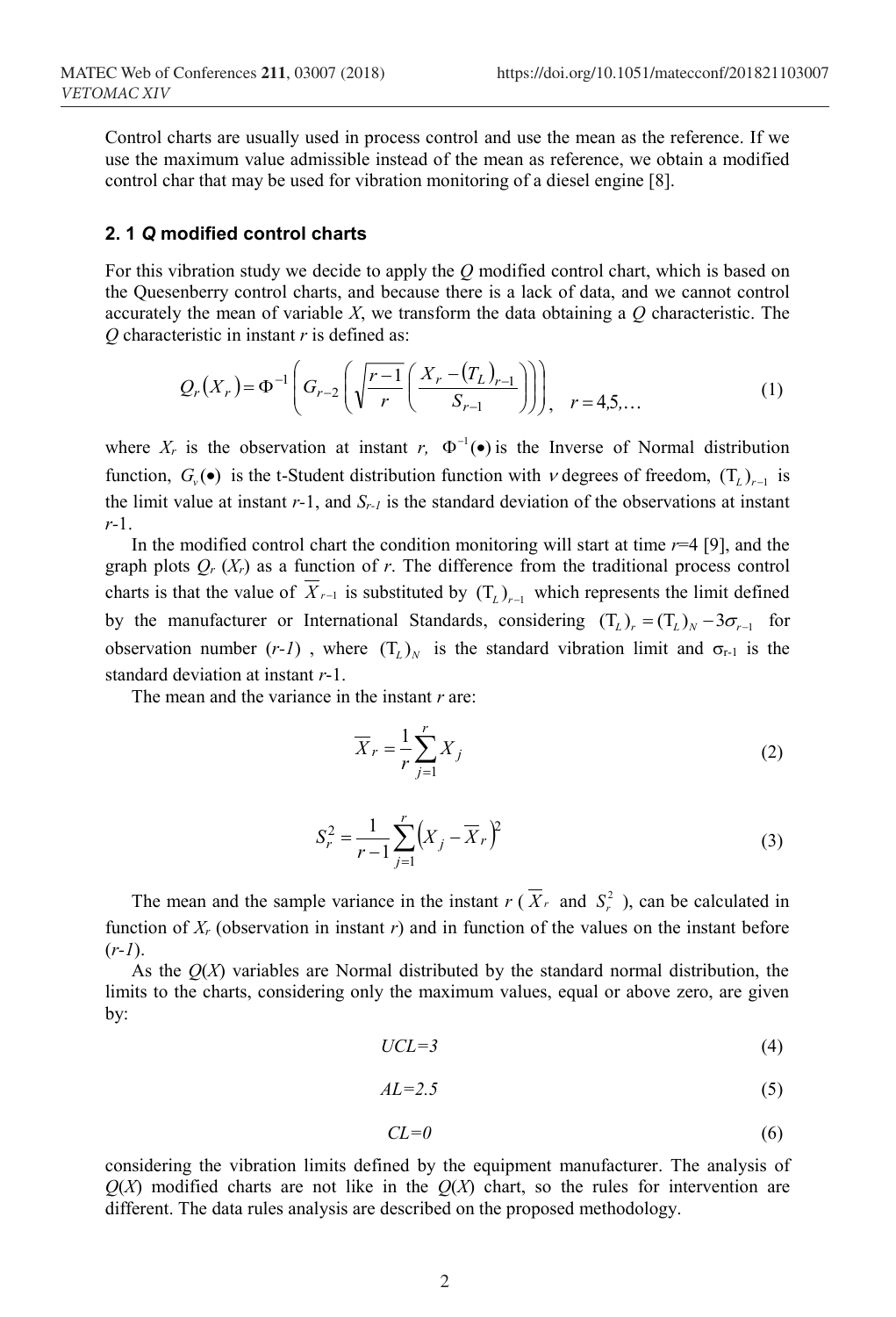Control charts are usually used in process control and use the mean as the reference. If we use the maximum value admissible instead of the mean as reference, we obtain a modified control char that may be used for vibration monitoring of a diesel engine [8].

### 2. 1 *Q* modified control charts

For this vibration study we decide to apply the *Q* modified control chart, which is based on the Quesenberry control charts, and because there is a lack of data, and we cannot control accurately the mean of variable *X*, we transform the data obtaining a *Q* characteristic. The *Q* characteristic in instant *r* is defined as:

$$Q_r(X_r) = \Phi^{-1}\left( G_{r-2}\left( \sqrt{\frac{r-1}{r}} \left( \frac{X_r - (T_L)_{r-1}}{S_{r-1}} \right) \right) \right), \quad r = 4,5,\ldots \tag{1}$$

where $X_r$ is the observation at instant *r*, $\Phi^{-1}(\bullet)$ is the Inverse of Normal distribution function, $G_\nu(\bullet)$ is the t-Student distribution function with $\nu$ degrees of freedom, $(T_L)_{r-1}$ is the limit value at instant *r*-1, and $S_{r-1}$ is the standard deviation of the observations at instant *r*-1.

In the modified control chart the condition monitoring will start at time *r*=4 [9], and the graph plots $Q_r(X_r)$ as a function of *r*. The difference from the traditional process control charts is that the value of $\overline{X}_{r-1}$ is substituted by $(T_L)_{r-1}$ which represents the limit defined by the manufacturer or International Standards, considering $(T_L)_r = (T_L)_N - 3\sigma_{r-1}$ for observation number $(r-1)$, where $(T_L)_N$ is the standard vibration limit and $\sigma_{r-1}$ is the standard deviation at instant *r*-1.

The mean and the variance in the instant *r* are:

$$\overline{X}_r = \frac{1}{r}\sum_{j=1}^{r} X_j \tag{2}$$

$$S_r^2 = \frac{1}{r-1}\sum_{j=1}^{r}\left(X_j - \overline{X}_r\right)^2 \tag{3}$$

The mean and the sample variance in the instant *r* ($\overline{X}_r$ and $S_r^2$), can be calculated in function of $X_r$ (observation in instant *r*) and in function of the values on the instant before (*r*-*1*).

As the *Q*(*X*) variables are Normal distributed by the standard normal distribution, the limits to the charts, considering only the maximum values, equal or above zero, are given by:

$$UCL=3 \tag{4}$$

$$AL=2.5 \tag{5}$$

$$CL=0 \tag{6}$$

considering the vibration limits defined by the equipment manufacturer. The analysis of *Q*(*X*) modified charts are not like in the *Q*(*X*) chart, so the rules for intervention are different. The data rules analysis are described on the proposed methodology.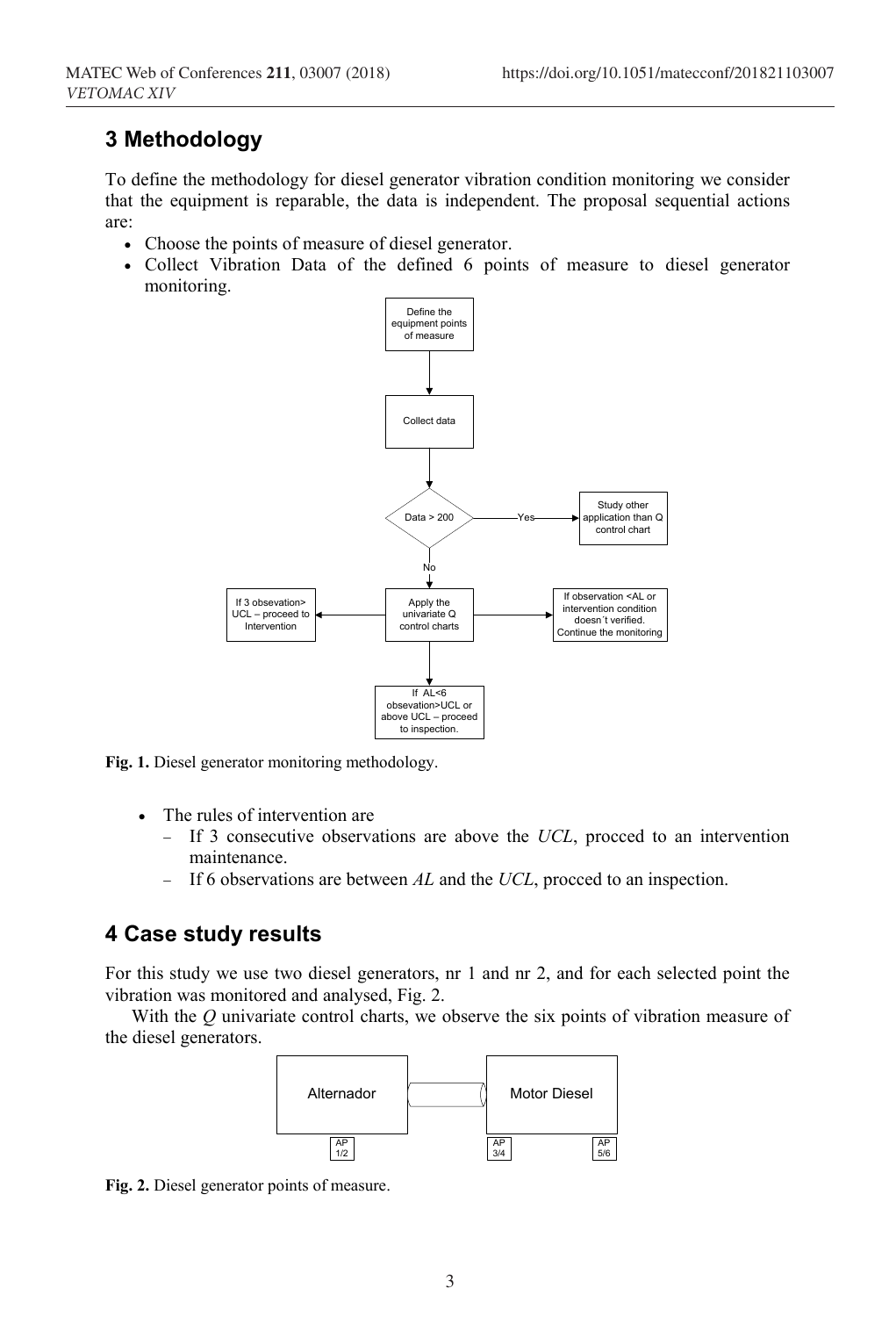## 3 Methodology

To define the methodology for diesel generator vibration condition monitoring we consider that the equipment is reparable, the data is independent. The proposal sequential actions are:

- Choose the points of measure of diesel generator.
- Collect Vibration Data of the defined 6 points of measure to diesel generator monitoring.

Fig. 1. Diesel generator monitoring methodology.

- The rules of intervention are
  - If 3 consecutive observations are above the *UCL*, procced to an intervention maintenance.
  - If 6 observations are between *AL* and the *UCL*, procced to an inspection.

## 4 Case study results

For this study we use two diesel generators, nr 1 and nr 2, and for each selected point the vibration was monitored and analysed, Fig. 2.

With the *Q* univariate control charts, we observe the six points of vibration measure of the diesel generators.

Fig. 2. Diesel generator points of measure.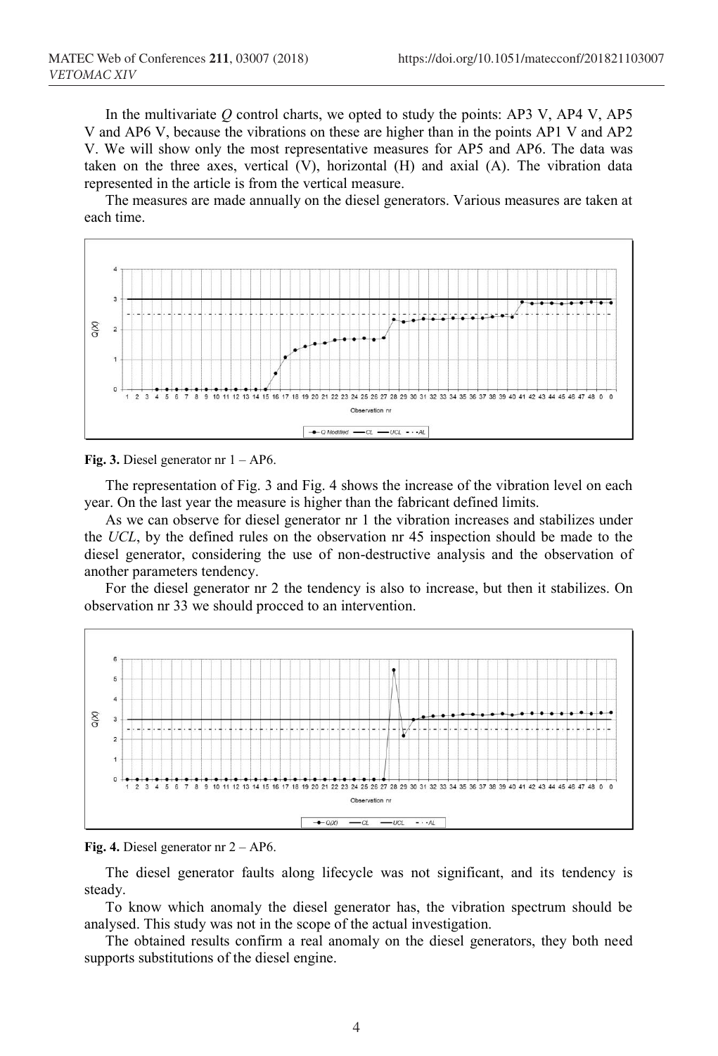In the multivariate *Q* control charts, we opted to study the points: AP3 V, AP4 V, AP5 V and AP6 V, because the vibrations on these are higher than in the points AP1 V and AP2 V. We will show only the most representative measures for AP5 and AP6. The data was taken on the three axes, vertical (V), horizontal (H) and axial (A). The vibration data represented in the article is from the vertical measure.

The measures are made annually on the diesel generators. Various measures are taken at each time.

**Fig. 3.** Diesel generator nr 1 – AP6.

The representation of Fig. 3 and Fig. 4 shows the increase of the vibration level on each year. On the last year the measure is higher than the fabricant defined limits.

As we can observe for diesel generator nr 1 the vibration increases and stabilizes under the *UCL*, by the defined rules on the observation nr 45 inspection should be made to the diesel generator, considering the use of non-destructive analysis and the observation of another parameters tendency.

For the diesel generator nr 2 the tendency is also to increase, but then it stabilizes. On observation nr 33 we should procced to an intervention.

**Fig. 4.** Diesel generator nr 2 – AP6.

The diesel generator faults along lifecycle was not significant, and its tendency is steady.

To know which anomaly the diesel generator has, the vibration spectrum should be analysed. This study was not in the scope of the actual investigation.

The obtained results confirm a real anomaly on the diesel generators, they both need supports substitutions of the diesel engine.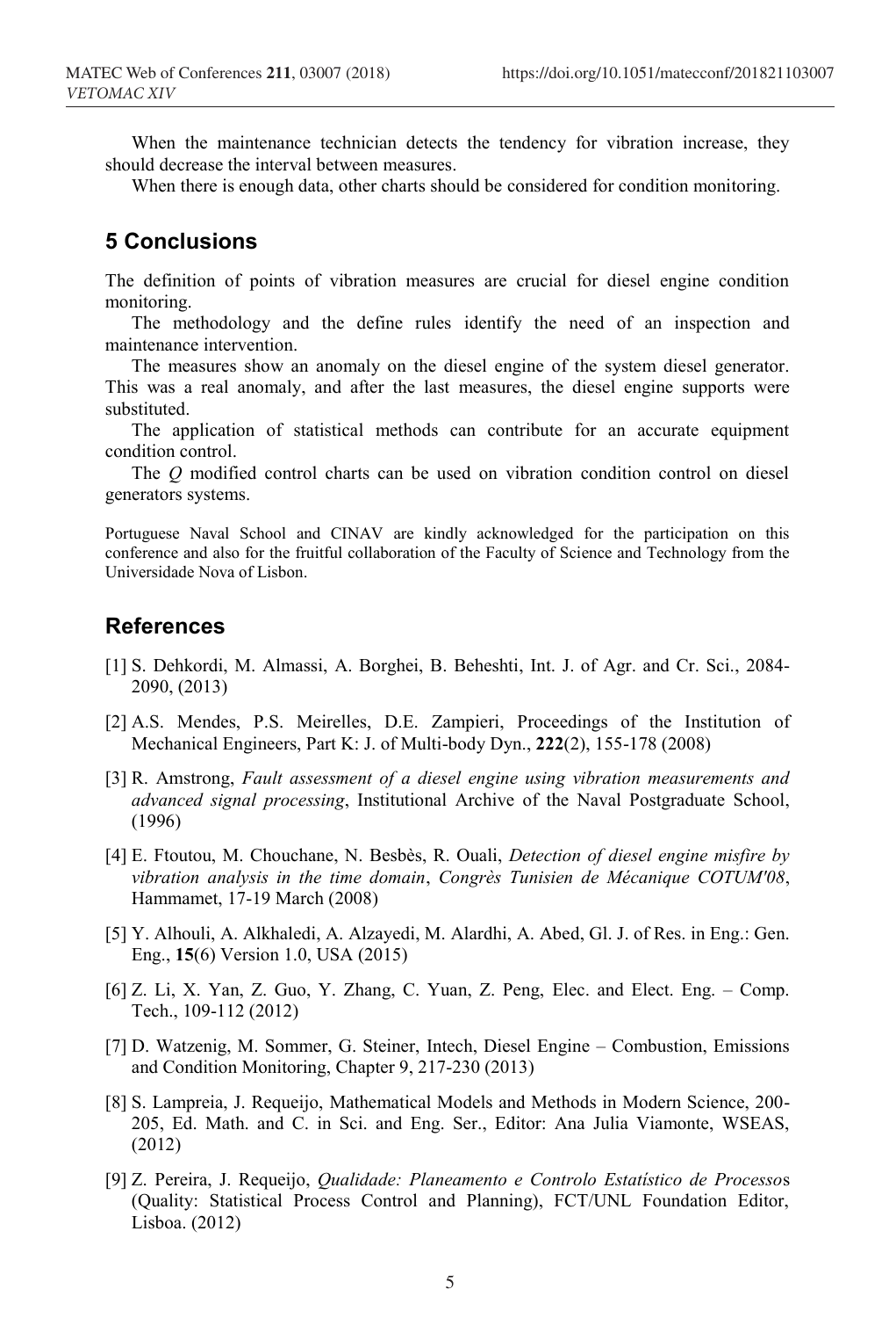When the maintenance technician detects the tendency for vibration increase, they should decrease the interval between measures.

When there is enough data, other charts should be considered for condition monitoring.

## 5 Conclusions

The definition of points of vibration measures are crucial for diesel engine condition monitoring.

The methodology and the define rules identify the need of an inspection and maintenance intervention.

The measures show an anomaly on the diesel engine of the system diesel generator. This was a real anomaly, and after the last measures, the diesel engine supports were substituted.

The application of statistical methods can contribute for an accurate equipment condition control.

The *Q* modified control charts can be used on vibration condition control on diesel generators systems.

Portuguese Naval School and CINAV are kindly acknowledged for the participation on this conference and also for the fruitful collaboration of the Faculty of Science and Technology from the Universidade Nova of Lisbon.

## References

[1] S. Dehkordi, M. Almassi, A. Borghei, B. Beheshti, Int. J. of Agr. and Cr. Sci., 2084-2090, (2013)

[2] A.S. Mendes, P.S. Meirelles, D.E. Zampieri, Proceedings of the Institution of Mechanical Engineers, Part K: J. of Multi-body Dyn., **222**(2), 155-178 (2008)

[3] R. Amstrong, *Fault assessment of a diesel engine using vibration measurements and advanced signal processing*, Institutional Archive of the Naval Postgraduate School, (1996)

[4] E. Ftoutou, M. Chouchane, N. Besbès, R. Ouali, *Detection of diesel engine misfire by vibration analysis in the time domain*, *Congrès Tunisien de Mécanique COTUM'08*, Hammamet, 17-19 March (2008)

[5] Y. Alhouli, A. Alkhaledi, A. Alzayedi, M. Alardhi, A. Abed, Gl. J. of Res. in Eng.: Gen. Eng., **15**(6) Version 1.0, USA (2015)

[6] Z. Li, X. Yan, Z. Guo, Y. Zhang, C. Yuan, Z. Peng, Elec. and Elect. Eng. – Comp. Tech., 109-112 (2012)

[7] D. Watzenig, M. Sommer, G. Steiner, Intech, Diesel Engine – Combustion, Emissions and Condition Monitoring, Chapter 9, 217-230 (2013)

[8] S. Lampreia, J. Requeijo, Mathematical Models and Methods in Modern Science, 200-205, Ed. Math. and C. in Sci. and Eng. Ser., Editor: Ana Julia Viamonte, WSEAS, (2012)

[9] Z. Pereira, J. Requeijo, *Qualidade: Planeamento e Controlo Estatístico de Processos* (Quality: Statistical Process Control and Planning), FCT/UNL Foundation Editor, Lisboa. (2012)